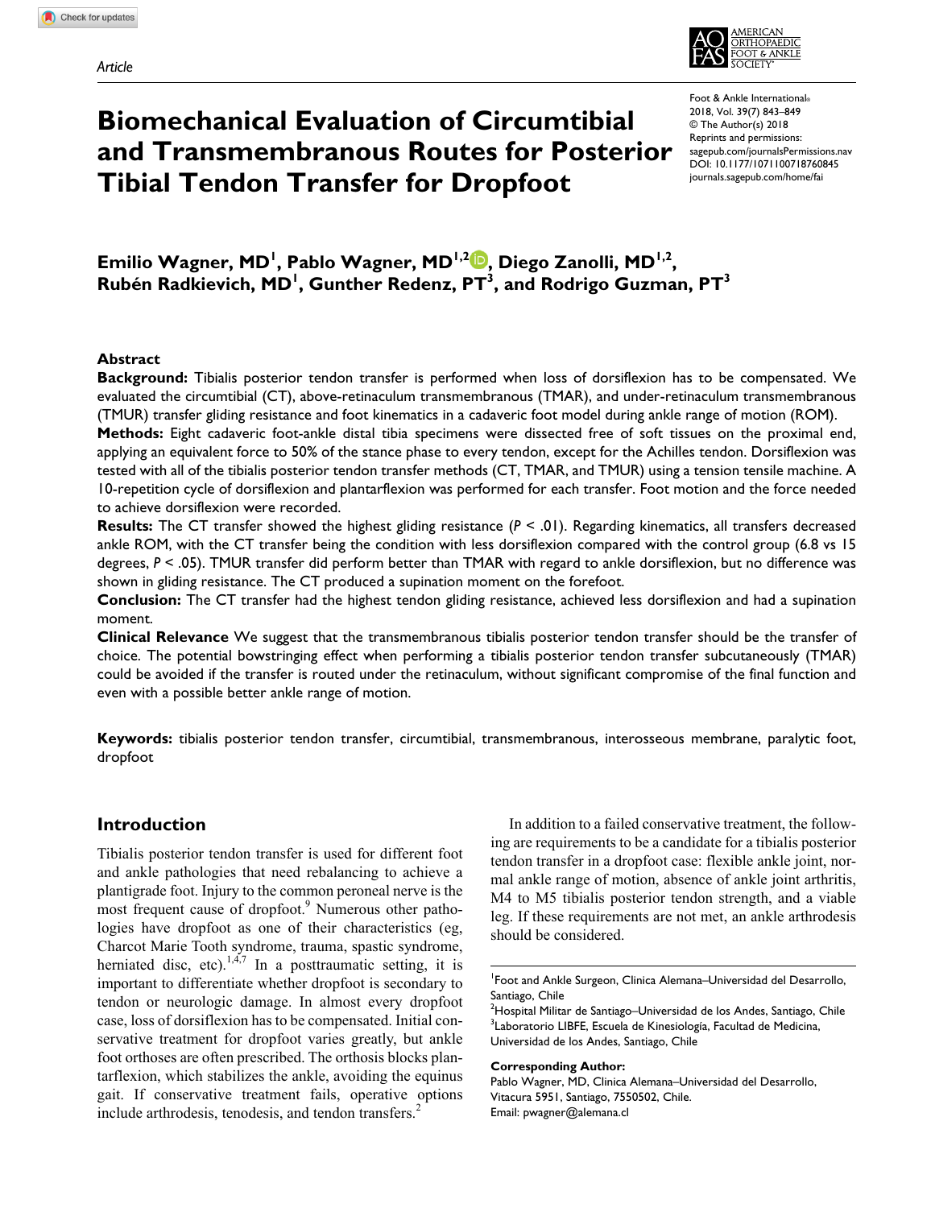Article

# Biomechanical Evaluation of Circumtibial and Transmembranous Routes for Posterior Tibial Tendon Transfer for Dropfoot

Foot & Ankle International® 2018, Vol. 39(7) 843–849
© The Author(s) 2018
Reprints and permissions: sagepub.com/journalsPermissions.nav
DOI: 10.1177/1071100718760845
journals.sagepub.com/home/fai

**Emilio Wagner, MD[1], Pablo Wagner, MD[1,2], Diego Zanolli, MD[1,2], Rubén Radkievich, MD[1], Gunther Redenz, PT[3], and Rodrigo Guzman, PT[3]**

## Abstract

**Background:** Tibialis posterior tendon transfer is performed when loss of dorsiflexion has to be compensated. We evaluated the circumtibial (CT), above-retinaculum transmembranous (TMAR), and under-retinaculum transmembranous (TMUR) transfer gliding resistance and foot kinematics in a cadaveric foot model during ankle range of motion (ROM).

**Methods:** Eight cadaveric foot-ankle distal tibia specimens were dissected free of soft tissues on the proximal end, applying an equivalent force to 50% of the stance phase to every tendon, except for the Achilles tendon. Dorsiflexion was tested with all of the tibialis posterior tendon transfer methods (CT, TMAR, and TMUR) using a tension tensile machine. A 10-repetition cycle of dorsiflexion and plantarflexion was performed for each transfer. Foot motion and the force needed to achieve dorsiflexion were recorded.

**Results:** The CT transfer showed the highest gliding resistance ($P < .01$). Regarding kinematics, all transfers decreased ankle ROM, with the CT transfer being the condition with less dorsiflexion compared with the control group (6.8 vs 15 degrees, $P < .05$). TMUR transfer did perform better than TMAR with regard to ankle dorsiflexion, but no difference was shown in gliding resistance. The CT produced a supination moment on the forefoot.

**Conclusion:** The CT transfer had the highest tendon gliding resistance, achieved less dorsiflexion and had a supination moment.

**Clinical Relevance** We suggest that the transmembranous tibialis posterior tendon transfer should be the transfer of choice. The potential bowstringing effect when performing a tibialis posterior tendon transfer subcutaneously (TMAR) could be avoided if the transfer is routed under the retinaculum, without significant compromise of the final function and even with a possible better ankle range of motion.

**Keywords:** tibialis posterior tendon transfer, circumtibial, transmembranous, interosseous membrane, paralytic foot, dropfoot

## Introduction

Tibialis posterior tendon transfer is used for different foot and ankle pathologies that need rebalancing to achieve a plantigrade foot. Injury to the common peroneal nerve is the most frequent cause of dropfoot.[9] Numerous other pathologies have dropfoot as one of their characteristics (eg, Charcot Marie Tooth syndrome, trauma, spastic syndrome, herniated disc, etc).[1,4,7] In a posttraumatic setting, it is important to differentiate whether dropfoot is secondary to tendon or neurologic damage. In almost every dropfoot case, loss of dorsiflexion has to be compensated. Initial conservative treatment for dropfoot varies greatly, but ankle foot orthoses are often prescribed. The orthosis blocks plantarflexion, which stabilizes the ankle, avoiding the equinus gait. If conservative treatment fails, operative options include arthrodesis, tenodesis, and tendon transfers.[2]

In addition to a failed conservative treatment, the following are requirements to be a candidate for a tibialis posterior tendon transfer in a dropfoot case: flexible ankle joint, normal ankle range of motion, absence of ankle joint arthritis, M4 to M5 tibialis posterior tendon strength, and a viable leg. If these requirements are not met, an ankle arthrodesis should be considered.

[1]Foot and Ankle Surgeon, Clinica Alemana–Universidad del Desarrollo, Santiago, Chile
[2]Hospital Militar de Santiago–Universidad de los Andes, Santiago, Chile
[3]Laboratorio LIBFE, Escuela de Kinesiología, Facultad de Medicina, Universidad de los Andes, Santiago, Chile

**Corresponding Author:**
Pablo Wagner, MD, Clinica Alemana–Universidad del Desarrollo, Vitacura 5951, Santiago, 7550502, Chile.
Email: pwagner@alemana.cl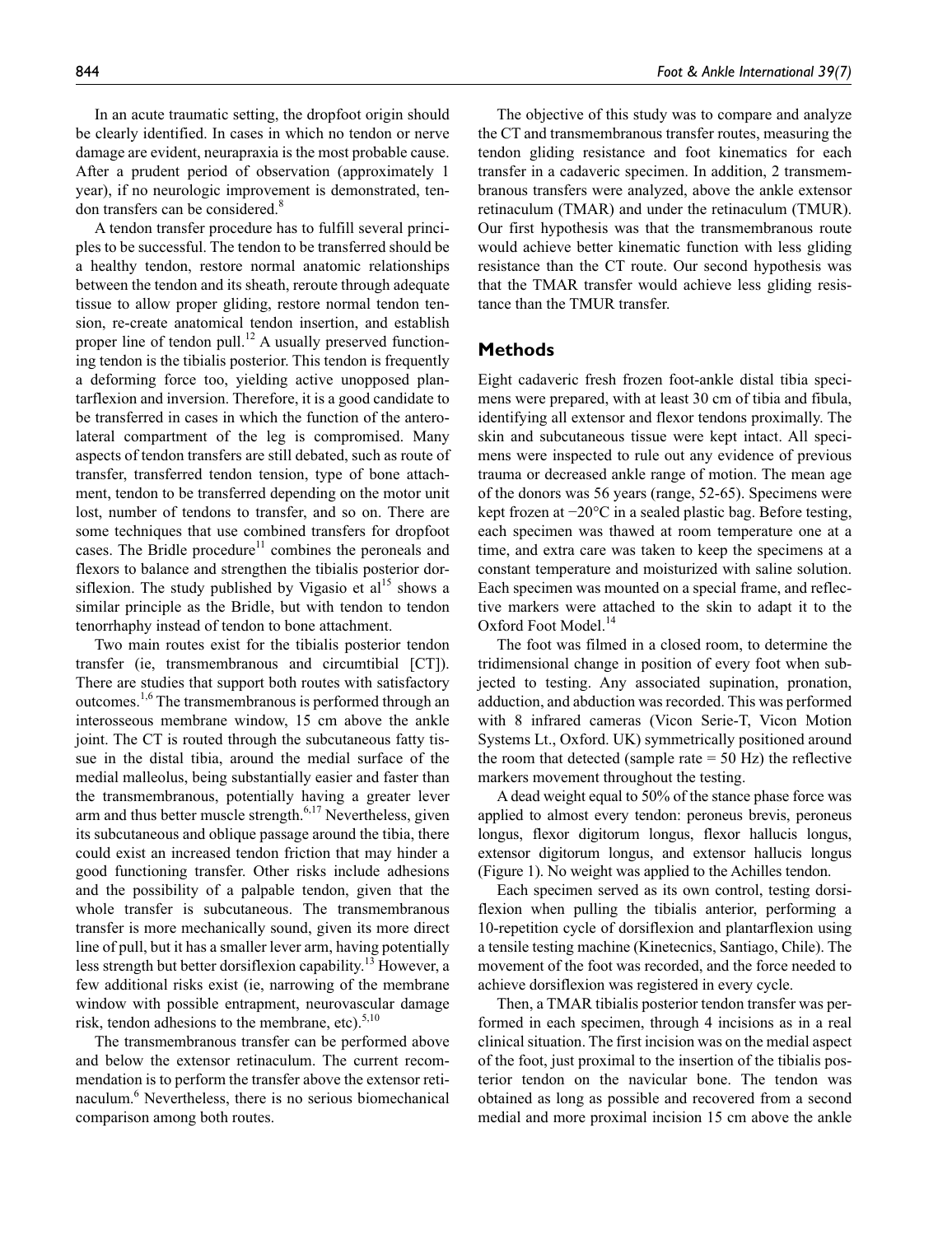In an acute traumatic setting, the dropfoot origin should be clearly identified. In cases in which no tendon or nerve damage are evident, neurapraxia is the most probable cause. After a prudent period of observation (approximately 1 year), if no neurologic improvement is demonstrated, tendon transfers can be considered.[8]

A tendon transfer procedure has to fulfill several principles to be successful. The tendon to be transferred should be a healthy tendon, restore normal anatomic relationships between the tendon and its sheath, reroute through adequate tissue to allow proper gliding, restore normal tendon tension, re-create anatomical tendon insertion, and establish proper line of tendon pull.[12] A usually preserved functioning tendon is the tibialis posterior. This tendon is frequently a deforming force too, yielding active unopposed plantarflexion and inversion. Therefore, it is a good candidate to be transferred in cases in which the function of the anterolateral compartment of the leg is compromised. Many aspects of tendon transfers are still debated, such as route of transfer, transferred tendon tension, type of bone attachment, tendon to be transferred depending on the motor unit lost, number of tendons to transfer, and so on. There are some techniques that use combined transfers for dropfoot cases. The Bridle procedure[11] combines the peroneals and flexors to balance and strengthen the tibialis posterior dorsiflexion. The study published by Vigasio et al[15] shows a similar principle as the Bridle, but with tendon to tendon tenorrhaphy instead of tendon to bone attachment.

Two main routes exist for the tibialis posterior tendon transfer (ie, transmembranous and circumtibial [CT]). There are studies that support both routes with satisfactory outcomes.[1,6] The transmembranous is performed through an interosseous membrane window, 15 cm above the ankle joint. The CT is routed through the subcutaneous fatty tissue in the distal tibia, around the medial surface of the medial malleolus, being substantially easier and faster than the transmembranous, potentially having a greater lever arm and thus better muscle strength.[6,17] Nevertheless, given its subcutaneous and oblique passage around the tibia, there could exist an increased tendon friction that may hinder a good functioning transfer. Other risks include adhesions and the possibility of a palpable tendon, given that the whole transfer is subcutaneous. The transmembranous transfer is more mechanically sound, given its more direct line of pull, but it has a smaller lever arm, having potentially less strength but better dorsiflexion capability.[13] However, a few additional risks exist (ie, narrowing of the membrane window with possible entrapment, neurovascular damage risk, tendon adhesions to the membrane, etc).[5,10]

The transmembranous transfer can be performed above and below the extensor retinaculum. The current recommendation is to perform the transfer above the extensor retinaculum.[6] Nevertheless, there is no serious biomechanical comparison among both routes.

The objective of this study was to compare and analyze the CT and transmembranous transfer routes, measuring the tendon gliding resistance and foot kinematics for each transfer in a cadaveric specimen. In addition, 2 transmembranous transfers were analyzed, above the ankle extensor retinaculum (TMAR) and under the retinaculum (TMUR). Our first hypothesis was that the transmembranous route would achieve better kinematic function with less gliding resistance than the CT route. Our second hypothesis was that the TMAR transfer would achieve less gliding resistance than the TMUR transfer.

## Methods

Eight cadaveric fresh frozen foot-ankle distal tibia specimens were prepared, with at least 30 cm of tibia and fibula, identifying all extensor and flexor tendons proximally. The skin and subcutaneous tissue were kept intact. All specimens were inspected to rule out any evidence of previous trauma or decreased ankle range of motion. The mean age of the donors was 56 years (range, 52-65). Specimens were kept frozen at −20°C in a sealed plastic bag. Before testing, each specimen was thawed at room temperature one at a time, and extra care was taken to keep the specimens at a constant temperature and moisturized with saline solution. Each specimen was mounted on a special frame, and reflective markers were attached to the skin to adapt it to the Oxford Foot Model.[14]

The foot was filmed in a closed room, to determine the tridimensional change in position of every foot when subjected to testing. Any associated supination, pronation, adduction, and abduction was recorded. This was performed with 8 infrared cameras (Vicon Serie-T, Vicon Motion Systems Lt., Oxford. UK) symmetrically positioned around the room that detected (sample rate = 50 Hz) the reflective markers movement throughout the testing.

A dead weight equal to 50% of the stance phase force was applied to almost every tendon: peroneus brevis, peroneus longus, flexor digitorum longus, flexor hallucis longus, extensor digitorum longus, and extensor hallucis longus (Figure 1). No weight was applied to the Achilles tendon.

Each specimen served as its own control, testing dorsiflexion when pulling the tibialis anterior, performing a 10-repetition cycle of dorsiflexion and plantarflexion using a tensile testing machine (Kinetecnics, Santiago, Chile). The movement of the foot was recorded, and the force needed to achieve dorsiflexion was registered in every cycle.

Then, a TMAR tibialis posterior tendon transfer was performed in each specimen, through 4 incisions as in a real clinical situation. The first incision was on the medial aspect of the foot, just proximal to the insertion of the tibialis posterior tendon on the navicular bone. The tendon was obtained as long as possible and recovered from a second medial and more proximal incision 15 cm above the ankle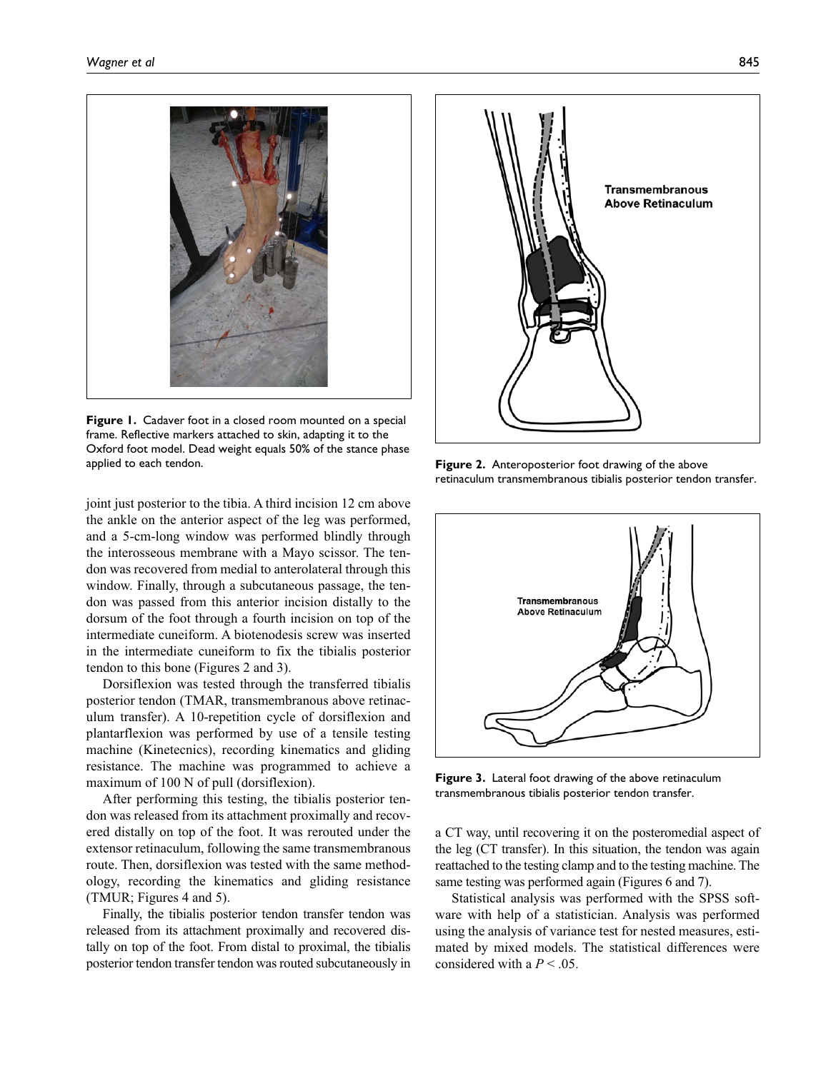Figure 1. Cadaver foot in a closed room mounted on a special frame. Reflective markers attached to skin, adapting it to the Oxford foot model. Dead weight equals 50% of the stance phase applied to each tendon.

joint just posterior to the tibia. A third incision 12 cm above the ankle on the anterior aspect of the leg was performed, and a 5-cm-long window was performed blindly through the interosseous membrane with a Mayo scissor. The tendon was recovered from medial to anterolateral through this window. Finally, through a subcutaneous passage, the tendon was passed from this anterior incision distally to the dorsum of the foot through a fourth incision on top of the intermediate cuneiform. A biotenodesis screw was inserted in the intermediate cuneiform to fix the tibialis posterior tendon to this bone (Figures 2 and 3).

Dorsiflexion was tested through the transferred tibialis posterior tendon (TMAR, transmembranous above retinaculum transfer). A 10-repetition cycle of dorsiflexion and plantarflexion was performed by use of a tensile testing machine (Kinetecnics), recording kinematics and gliding resistance. The machine was programmed to achieve a maximum of 100 N of pull (dorsiflexion).

After performing this testing, the tibialis posterior tendon was released from its attachment proximally and recovered distally on top of the foot. It was rerouted under the extensor retinaculum, following the same transmembranous route. Then, dorsiflexion was tested with the same methodology, recording the kinematics and gliding resistance (TMUR; Figures 4 and 5).

Finally, the tibialis posterior tendon transfer tendon was released from its attachment proximally and recovered distally on top of the foot. From distal to proximal, the tibialis posterior tendon transfer tendon was routed subcutaneously in a CT way, until recovering it on the posteromedial aspect of the leg (CT transfer). In this situation, the tendon was again reattached to the testing clamp and to the testing machine. The same testing was performed again (Figures 6 and 7).

Statistical analysis was performed with the SPSS software with help of a statistician. Analysis was performed using the analysis of variance test for nested measures, estimated by mixed models. The statistical differences were considered with a $P < .05$.

Figure 2. Anteroposterior foot drawing of the above retinaculum transmembranous tibialis posterior tendon transfer.

Figure 3. Lateral foot drawing of the above retinaculum transmembranous tibialis posterior tendon transfer.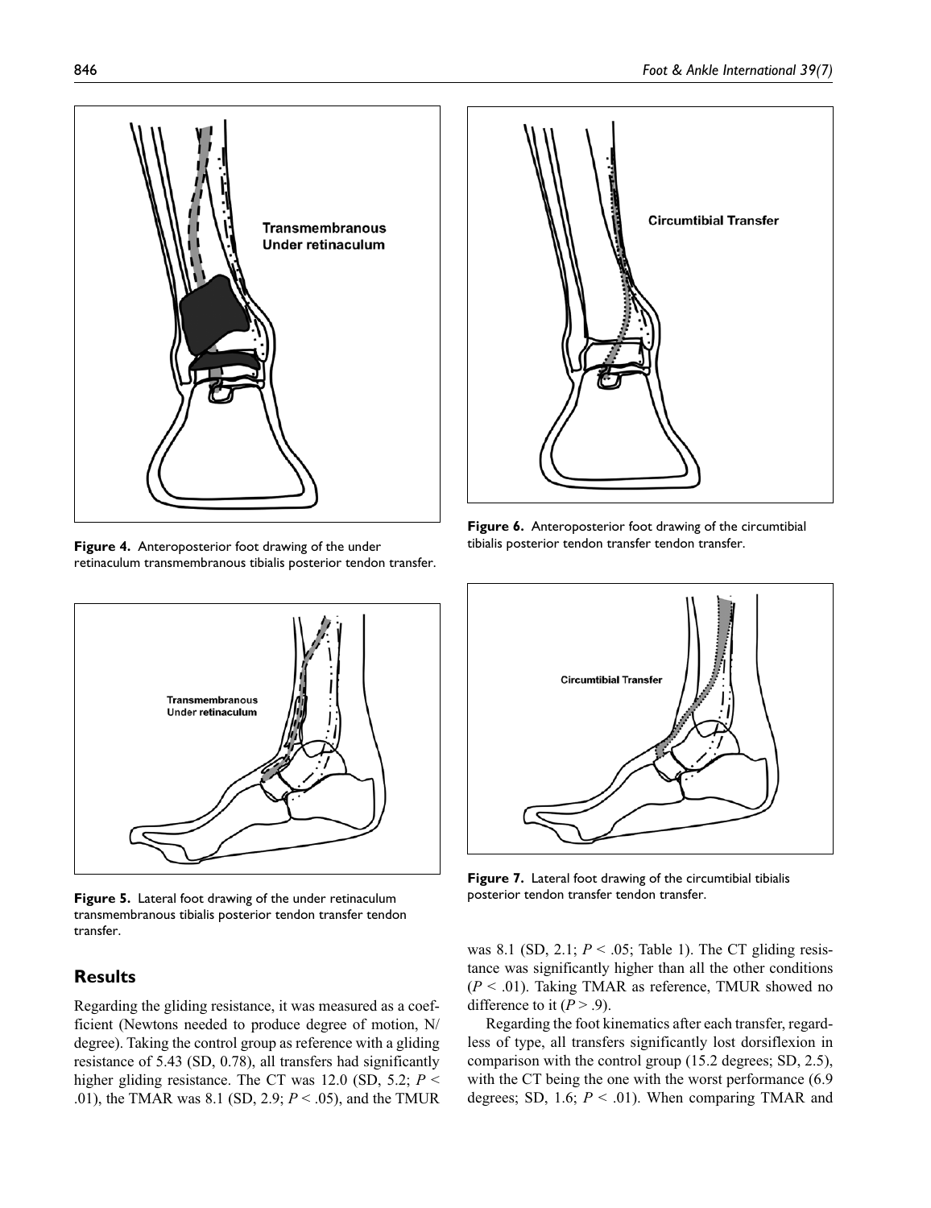Figure 4. Anteroposterior foot drawing of the under retinaculum transmembranous tibialis posterior tendon transfer.

Figure 5. Lateral foot drawing of the under retinaculum transmembranous tibialis posterior tendon transfer tendon transfer.

Figure 6. Anteroposterior foot drawing of the circumtibial tibialis posterior tendon transfer tendon transfer.

Figure 7. Lateral foot drawing of the circumtibial tibialis posterior tendon transfer tendon transfer.

## Results

Regarding the gliding resistance, it was measured as a coefficient (Newtons needed to produce degree of motion, N/degree). Taking the control group as reference with a gliding resistance of 5.43 (SD, 0.78), all transfers had significantly higher gliding resistance. The CT was 12.0 (SD, 5.2; $P < .01$), the TMAR was 8.1 (SD, 2.9; $P < .05$), and the TMUR was 8.1 (SD, 2.1; $P < .05$; Table 1). The CT gliding resistance was significantly higher than all the other conditions ($P < .01$). Taking TMAR as reference, TMUR showed no difference to it ($P > .9$).

Regarding the foot kinematics after each transfer, regardless of type, all transfers significantly lost dorsiflexion in comparison with the control group (15.2 degrees; SD, 2.5), with the CT being the one with the worst performance (6.9 degrees; SD, 1.6; $P < .01$). When comparing TMAR and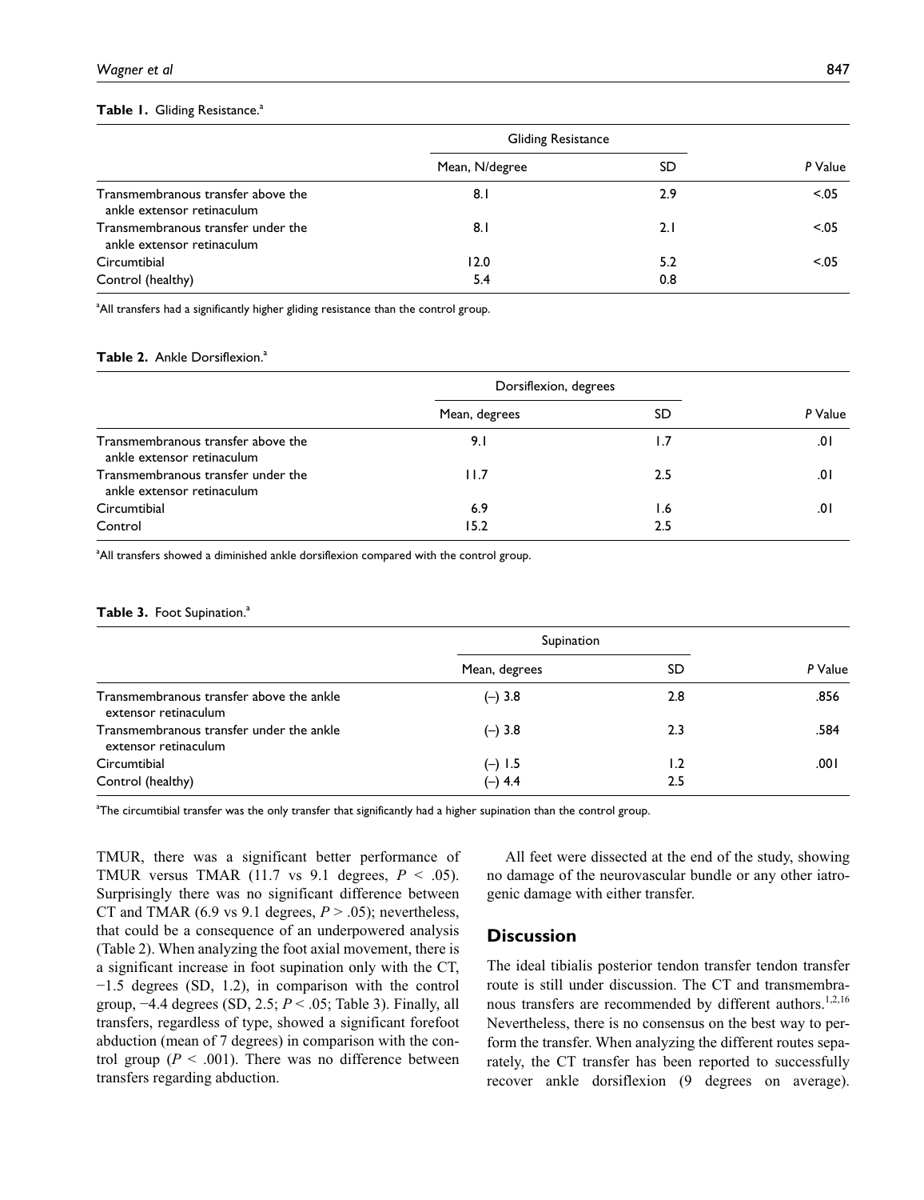**Table 1.** Gliding Resistance.[a]

| | Gliding Resistance | | |
|---|---|---|---|
| | Mean, N/degree | SD | *P* Value |
| Transmembranous transfer above the ankle extensor retinaculum | 8.1 | 2.9 | <.05 |
| Transmembranous transfer under the ankle extensor retinaculum | 8.1 | 2.1 | <.05 |
| Circumtibial | 12.0 | 5.2 | <.05 |
| Control (healthy) | 5.4 | 0.8 | |

[a]All transfers had a significantly higher gliding resistance than the control group.

**Table 2.** Ankle Dorsiflexion.[a]

| | Dorsiflexion, degrees | | |
|---|---|---|---|
| | Mean, degrees | SD | *P* Value |
| Transmembranous transfer above the ankle extensor retinaculum | 9.1 | 1.7 | .01 |
| Transmembranous transfer under the ankle extensor retinaculum | 11.7 | 2.5 | .01 |
| Circumtibial | 6.9 | 1.6 | .01 |
| Control | 15.2 | 2.5 | |

[a]All transfers showed a diminished ankle dorsiflexion compared with the control group.

**Table 3.** Foot Supination.[a]

| | Supination | | |
|---|---|---|---|
| | Mean, degrees | SD | *P* Value |
| Transmembranous transfer above the ankle extensor retinaculum | (–) 3.8 | 2.8 | .856 |
| Transmembranous transfer under the ankle extensor retinaculum | (–) 3.8 | 2.3 | .584 |
| Circumtibial | (–) 1.5 | 1.2 | .001 |
| Control (healthy) | (–) 4.4 | 2.5 | |

[a]The circumtibial transfer was the only transfer that significantly had a higher supination than the control group.

TMUR, there was a significant better performance of TMUR versus TMAR (11.7 vs 9.1 degrees, $P < .05$). Surprisingly there was no significant difference between CT and TMAR (6.9 vs 9.1 degrees, $P > .05$); nevertheless, that could be a consequence of an underpowered analysis (Table 2). When analyzing the foot axial movement, there is a significant increase in foot supination only with the CT, −1.5 degrees (SD, 1.2), in comparison with the control group, −4.4 degrees (SD, 2.5; $P < .05$; Table 3). Finally, all transfers, regardless of type, showed a significant forefoot abduction (mean of 7 degrees) in comparison with the control group ($P < .001$). There was no difference between transfers regarding abduction.

All feet were dissected at the end of the study, showing no damage of the neurovascular bundle or any other iatrogenic damage with either transfer.

## Discussion

The ideal tibialis posterior tendon transfer tendon transfer route is still under discussion. The CT and transmembranous transfers are recommended by different authors.[1,2,16] Nevertheless, there is no consensus on the best way to perform the transfer. When analyzing the different routes separately, the CT transfer has been reported to successfully recover ankle dorsiflexion (9 degrees on average).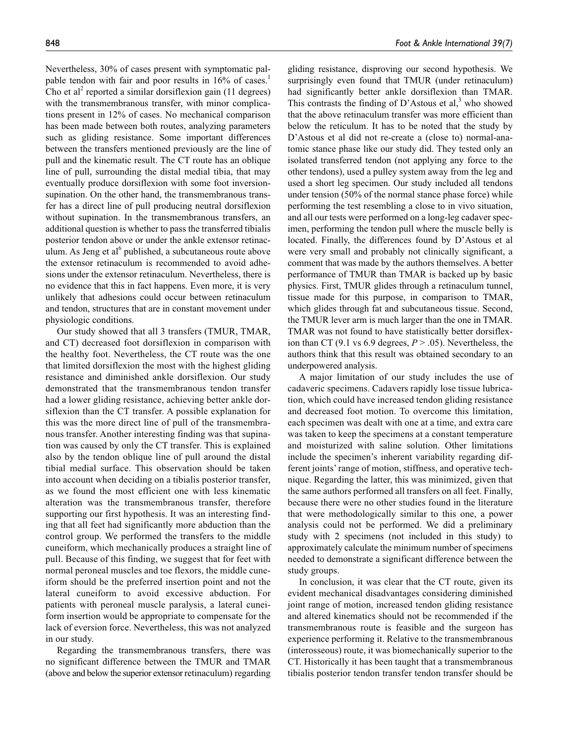Nevertheless, 30% of cases present with symptomatic palpable tendon with fair and poor results in 16% of cases.[1] Cho et al[2] reported a similar dorsiflexion gain (11 degrees) with the transmembranous transfer, with minor complications present in 12% of cases. No mechanical comparison has been made between both routes, analyzing parameters such as gliding resistance. Some important differences between the transfers mentioned previously are the line of pull and the kinematic result. The CT route has an oblique line of pull, surrounding the distal medial tibia, that may eventually produce dorsiflexion with some foot inversion-supination. On the other hand, the transmembranous transfer has a direct line of pull producing neutral dorsiflexion without supination. In the transmembranous transfers, an additional question is whether to pass the transferred tibialis posterior tendon above or under the ankle extensor retinaculum. As Jeng et al[6] published, a subcutaneous route above the extensor retinaculum is recommended to avoid adhesions under the extensor retinaculum. Nevertheless, there is no evidence that this in fact happens. Even more, it is very unlikely that adhesions could occur between retinaculum and tendon, structures that are in constant movement under physiologic conditions.

Our study showed that all 3 transfers (TMUR, TMAR, and CT) decreased foot dorsiflexion in comparison with the healthy foot. Nevertheless, the CT route was the one that limited dorsiflexion the most with the highest gliding resistance and diminished ankle dorsiflexion. Our study demonstrated that the transmembranous tendon transfer had a lower gliding resistance, achieving better ankle dorsiflexion than the CT transfer. A possible explanation for this was the more direct line of pull of the transmembranous transfer. Another interesting finding was that supination was caused by only the CT transfer. This is explained also by the tendon oblique line of pull around the distal tibial medial surface. This observation should be taken into account when deciding on a tibialis posterior transfer, as we found the most efficient one with less kinematic alteration was the transmembranous transfer, therefore supporting our first hypothesis. It was an interesting finding that all feet had significantly more abduction than the control group. We performed the transfers to the middle cuneiform, which mechanically produces a straight line of pull. Because of this finding, we suggest that for feet with normal peroneal muscles and toe flexors, the middle cuneiform should be the preferred insertion point and not the lateral cuneiform to avoid excessive abduction. For patients with peroneal muscle paralysis, a lateral cuneiform insertion would be appropriate to compensate for the lack of eversion force. Nevertheless, this was not analyzed in our study.

Regarding the transmembranous transfers, there was no significant difference between the TMUR and TMAR (above and below the superior extensor retinaculum) regarding gliding resistance, disproving our second hypothesis. We surprisingly even found that TMUR (under retinaculum) had significantly better ankle dorsiflexion than TMAR. This contrasts the finding of D'Astous et al,[3] who showed that the above retinaculum transfer was more efficient than below the reticulum. It has to be noted that the study by D'Astous et al did not re-create a (close to) normal-anatomic stance phase like our study did. They tested only an isolated transferred tendon (not applying any force to the other tendons), used a pulley system away from the leg and used a short leg specimen. Our study included all tendons under tension (50% of the normal stance phase force) while performing the test resembling a close to in vivo situation, and all our tests were performed on a long-leg cadaver specimen, performing the tendon pull where the muscle belly is located. Finally, the differences found by D'Astous et al were very small and probably not clinically significant, a comment that was made by the authors themselves. A better performance of TMUR than TMAR is backed up by basic physics. First, TMUR glides through a retinaculum tunnel, tissue made for this purpose, in comparison to TMAR, which glides through fat and subcutaneous tissue. Second, the TMUR lever arm is much larger than the one in TMAR. TMAR was not found to have statistically better dorsiflexion than CT (9.1 vs 6.9 degrees, $P > .05$). Nevertheless, the authors think that this result was obtained secondary to an underpowered analysis.

A major limitation of our study includes the use of cadaveric specimens. Cadavers rapidly lose tissue lubrication, which could have increased tendon gliding resistance and decreased foot motion. To overcome this limitation, each specimen was dealt with one at a time, and extra care was taken to keep the specimens at a constant temperature and moisturized with saline solution. Other limitations include the specimen's inherent variability regarding different joints' range of motion, stiffness, and operative technique. Regarding the latter, this was minimized, given that the same authors performed all transfers on all feet. Finally, because there were no other studies found in the literature that were methodologically similar to this one, a power analysis could not be performed. We did a preliminary study with 2 specimens (not included in this study) to approximately calculate the minimum number of specimens needed to demonstrate a significant difference between the study groups.

In conclusion, it was clear that the CT route, given its evident mechanical disadvantages considering diminished joint range of motion, increased tendon gliding resistance and altered kinematics should not be recommended if the transmembranous route is feasible and the surgeon has experience performing it. Relative to the transmembranous (interosseous) route, it was biomechanically superior to the CT. Historically it has been taught that a transmembranous tibialis posterior tendon transfer tendon transfer should be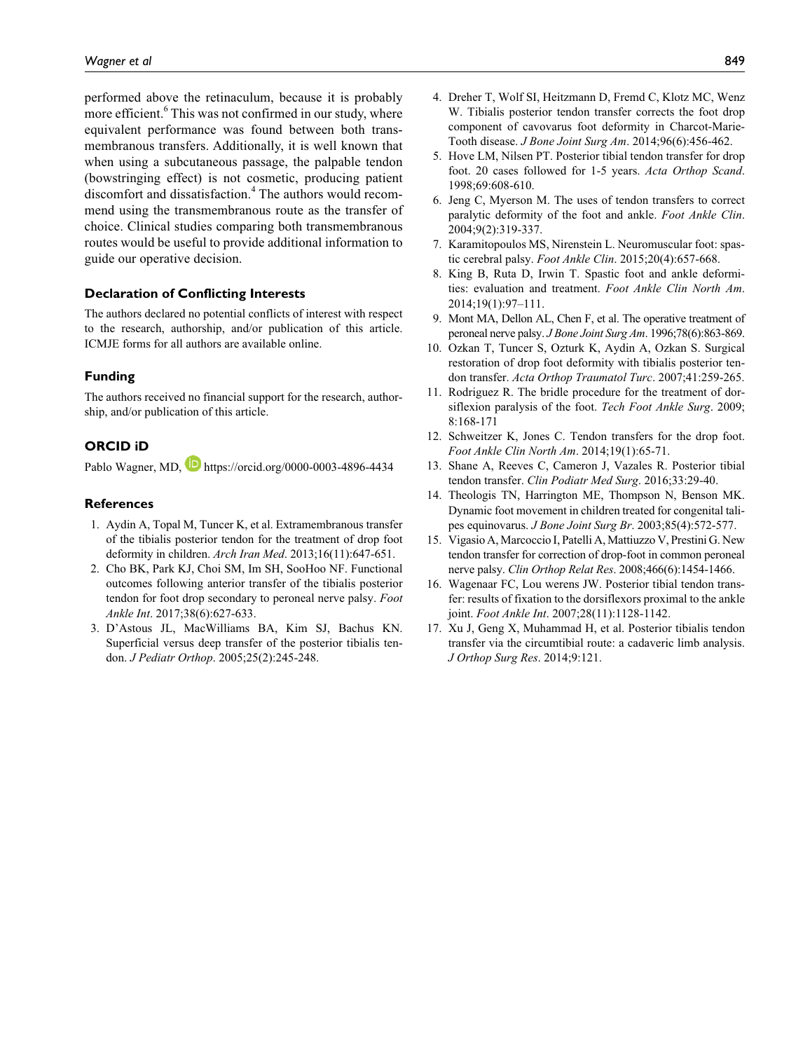performed above the retinaculum, because it is probably more efficient.[6] This was not confirmed in our study, where equivalent performance was found between both transmembranous transfers. Additionally, it is well known that when using a subcutaneous passage, the palpable tendon (bowstringing effect) is not cosmetic, producing patient discomfort and dissatisfaction.[4] The authors would recommend using the transmembranous route as the transfer of choice. Clinical studies comparing both transmembranous routes would be useful to provide additional information to guide our operative decision.

### Declaration of Conflicting Interests

The authors declared no potential conflicts of interest with respect to the research, authorship, and/or publication of this article. ICMJE forms for all authors are available online.

### Funding

The authors received no financial support for the research, authorship, and/or publication of this article.

### ORCID iD

Pablo Wagner, MD, https://orcid.org/0000-0003-4896-4434

### References

1. Aydin A, Topal M, Tuncer K, et al. Extramembranous transfer of the tibialis posterior tendon for the treatment of drop foot deformity in children. *Arch Iran Med*. 2013;16(11):647-651.
2. Cho BK, Park KJ, Choi SM, Im SH, SooHoo NF. Functional outcomes following anterior transfer of the tibialis posterior tendon for foot drop secondary to peroneal nerve palsy. *Foot Ankle Int*. 2017;38(6):627-633.
3. D'Astous JL, MacWilliams BA, Kim SJ, Bachus KN. Superficial versus deep transfer of the posterior tibialis tendon. *J Pediatr Orthop*. 2005;25(2):245-248.
4. Dreher T, Wolf SI, Heitzmann D, Fremd C, Klotz MC, Wenz W. Tibialis posterior tendon transfer corrects the foot drop component of cavovarus foot deformity in Charcot-Marie-Tooth disease. *J Bone Joint Surg Am*. 2014;96(6):456-462.
5. Hove LM, Nilsen PT. Posterior tibial tendon transfer for drop foot. 20 cases followed for 1-5 years. *Acta Orthop Scand*. 1998;69:608-610.
6. Jeng C, Myerson M. The uses of tendon transfers to correct paralytic deformity of the foot and ankle. *Foot Ankle Clin*. 2004;9(2):319-337.
7. Karamitopoulos MS, Nirenstein L. Neuromuscular foot: spastic cerebral palsy. *Foot Ankle Clin*. 2015;20(4):657-668.
8. King B, Ruta D, Irwin T. Spastic foot and ankle deformities: evaluation and treatment. *Foot Ankle Clin North Am*. 2014;19(1):97–111.
9. Mont MA, Dellon AL, Chen F, et al. The operative treatment of peroneal nerve palsy. *J Bone Joint Surg Am*. 1996;78(6):863-869.
10. Ozkan T, Tuncer S, Ozturk K, Aydin A, Ozkan S. Surgical restoration of drop foot deformity with tibialis posterior tendon transfer. *Acta Orthop Traumatol Turc*. 2007;41:259-265.
11. Rodriguez R. The bridle procedure for the treatment of dorsiflexion paralysis of the foot. *Tech Foot Ankle Surg*. 2009; 8:168-171
12. Schweitzer K, Jones C. Tendon transfers for the drop foot. *Foot Ankle Clin North Am*. 2014;19(1):65-71.
13. Shane A, Reeves C, Cameron J, Vazales R. Posterior tibial tendon transfer. *Clin Podiatr Med Surg*. 2016;33:29-40.
14. Theologis TN, Harrington ME, Thompson N, Benson MK. Dynamic foot movement in children treated for congenital talipes equinovarus. *J Bone Joint Surg Br*. 2003;85(4):572-577.
15. Vigasio A, Marcoccio I, Patelli A, Mattiuzzo V, Prestini G. New tendon transfer for correction of drop-foot in common peroneal nerve palsy. *Clin Orthop Relat Res*. 2008;466(6):1454-1466.
16. Wagenaar FC, Lou werens JW. Posterior tibial tendon transfer: results of fixation to the dorsiflexors proximal to the ankle joint. *Foot Ankle Int*. 2007;28(11):1128-1142.
17. Xu J, Geng X, Muhammad H, et al. Posterior tibialis tendon transfer via the circumtibial route: a cadaveric limb analysis. *J Orthop Surg Res*. 2014;9:121.